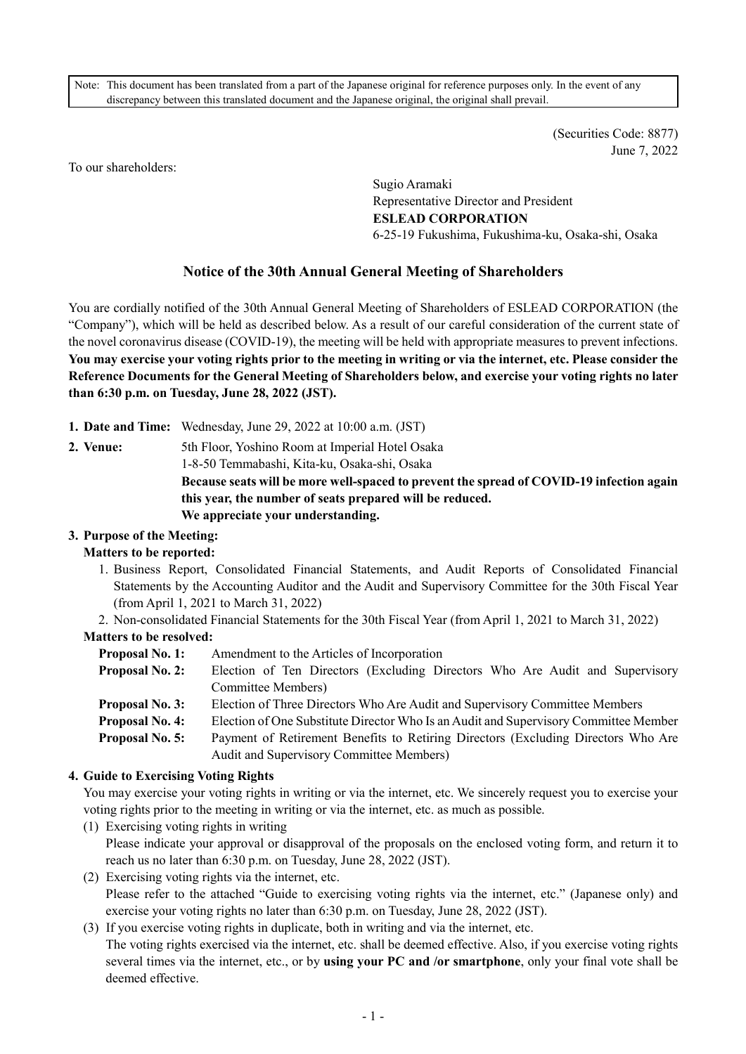Note: This document has been translated from a part of the Japanese original for reference purposes only. In the event of any discrepancy between this translated document and the Japanese original, the original shall prevail.

(Securities Code: 8877)
June 7, 2022

To our shareholders:

Sugio Aramaki
Representative Director and President
**ESLEAD CORPORATION**
6-25-19 Fukushima, Fukushima-ku, Osaka-shi, Osaka

# Notice of the 30th Annual General Meeting of Shareholders

You are cordially notified of the 30th Annual General Meeting of Shareholders of ESLEAD CORPORATION (the "Company"), which will be held as described below. As a result of our careful consideration of the current state of the novel coronavirus disease (COVID-19), the meeting will be held with appropriate measures to prevent infections. **You may exercise your voting rights prior to the meeting in writing or via the internet, etc. Please consider the Reference Documents for the General Meeting of Shareholders below, and exercise your voting rights no later than 6:30 p.m. on Tuesday, June 28, 2022 (JST).**

**1. Date and Time:** Wednesday, June 29, 2022 at 10:00 a.m. (JST)

**2. Venue:** 5th Floor, Yoshino Room at Imperial Hotel Osaka
1-8-50 Temmabashi, Kita-ku, Osaka-shi, Osaka
**Because seats will be more well-spaced to prevent the spread of COVID-19 infection again this year, the number of seats prepared will be reduced.**
**We appreciate your understanding.**

**3. Purpose of the Meeting:**

**Matters to be reported:**

1. Business Report, Consolidated Financial Statements, and Audit Reports of Consolidated Financial Statements by the Accounting Auditor and the Audit and Supervisory Committee for the 30th Fiscal Year (from April 1, 2021 to March 31, 2022)
2. Non-consolidated Financial Statements for the 30th Fiscal Year (from April 1, 2021 to March 31, 2022)

**Matters to be resolved:**

**Proposal No. 1:** Amendment to the Articles of Incorporation
**Proposal No. 2:** Election of Ten Directors (Excluding Directors Who Are Audit and Supervisory Committee Members)
**Proposal No. 3:** Election of Three Directors Who Are Audit and Supervisory Committee Members
**Proposal No. 4:** Election of One Substitute Director Who Is an Audit and Supervisory Committee Member
**Proposal No. 5:** Payment of Retirement Benefits to Retiring Directors (Excluding Directors Who Are Audit and Supervisory Committee Members)

**4. Guide to Exercising Voting Rights**

You may exercise your voting rights in writing or via the internet, etc. We sincerely request you to exercise your voting rights prior to the meeting in writing or via the internet, etc. as much as possible.

(1) Exercising voting rights in writing
Please indicate your approval or disapproval of the proposals on the enclosed voting form, and return it to reach us no later than 6:30 p.m. on Tuesday, June 28, 2022 (JST).

(2) Exercising voting rights via the internet, etc.
Please refer to the attached "Guide to exercising voting rights via the internet, etc." (Japanese only) and exercise your voting rights no later than 6:30 p.m. on Tuesday, June 28, 2022 (JST).

(3) If you exercise voting rights in duplicate, both in writing and via the internet, etc.
The voting rights exercised via the internet, etc. shall be deemed effective. Also, if you exercise voting rights several times via the internet, etc., or by **using your PC and /or smartphone**, only your final vote shall be deemed effective.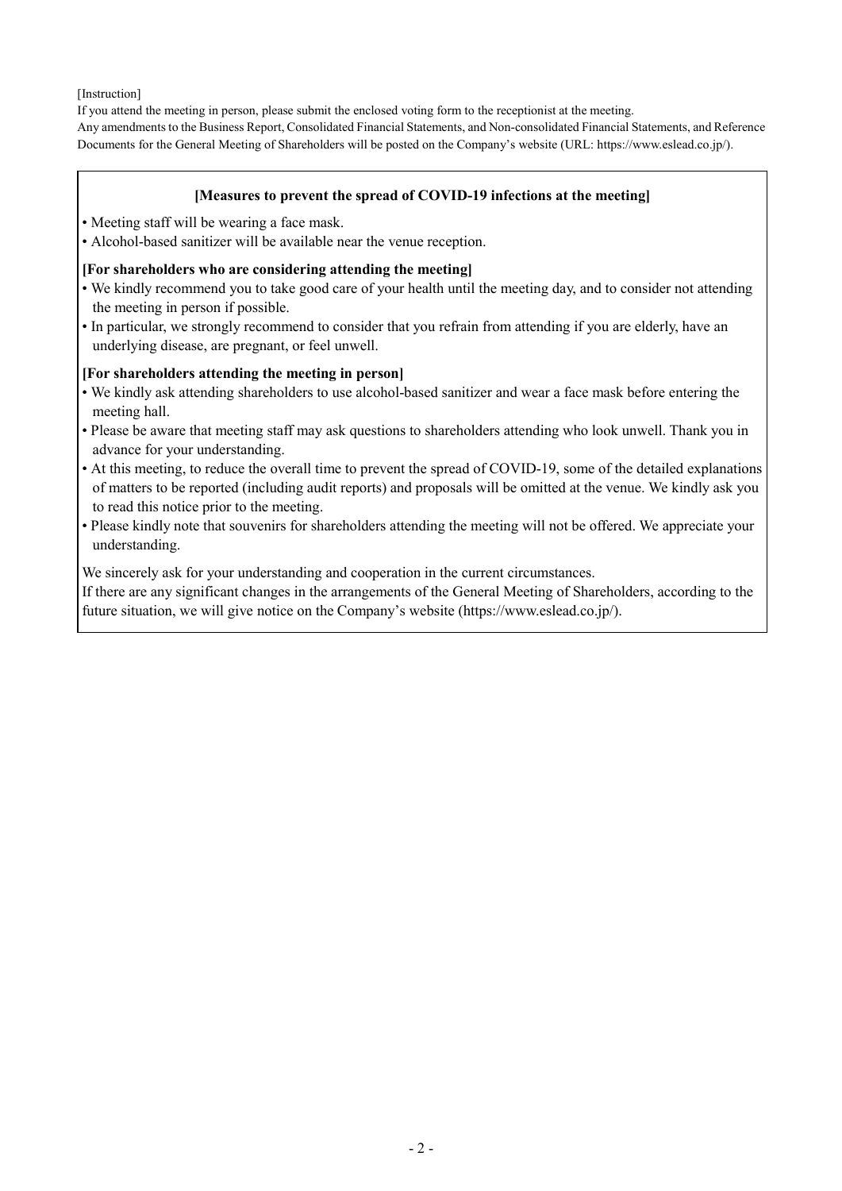[Instruction]

If you attend the meeting in person, please submit the enclosed voting form to the receptionist at the meeting.

Any amendments to the Business Report, Consolidated Financial Statements, and Non-consolidated Financial Statements, and Reference Documents for the General Meeting of Shareholders will be posted on the Company's website (URL: https://www.eslead.co.jp/).

**[Measures to prevent the spread of COVID-19 infections at the meeting]**

- Meeting staff will be wearing a face mask.
- Alcohol-based sanitizer will be available near the venue reception.

**[For shareholders who are considering attending the meeting]**

- We kindly recommend you to take good care of your health until the meeting day, and to consider not attending the meeting in person if possible.
- In particular, we strongly recommend to consider that you refrain from attending if you are elderly, have an underlying disease, are pregnant, or feel unwell.

**[For shareholders attending the meeting in person]**

- We kindly ask attending shareholders to use alcohol-based sanitizer and wear a face mask before entering the meeting hall.
- Please be aware that meeting staff may ask questions to shareholders attending who look unwell. Thank you in advance for your understanding.
- At this meeting, to reduce the overall time to prevent the spread of COVID-19, some of the detailed explanations of matters to be reported (including audit reports) and proposals will be omitted at the venue. We kindly ask you to read this notice prior to the meeting.
- Please kindly note that souvenirs for shareholders attending the meeting will not be offered. We appreciate your understanding.

We sincerely ask for your understanding and cooperation in the current circumstances.

If there are any significant changes in the arrangements of the General Meeting of Shareholders, according to the future situation, we will give notice on the Company's website (https://www.eslead.co.jp/).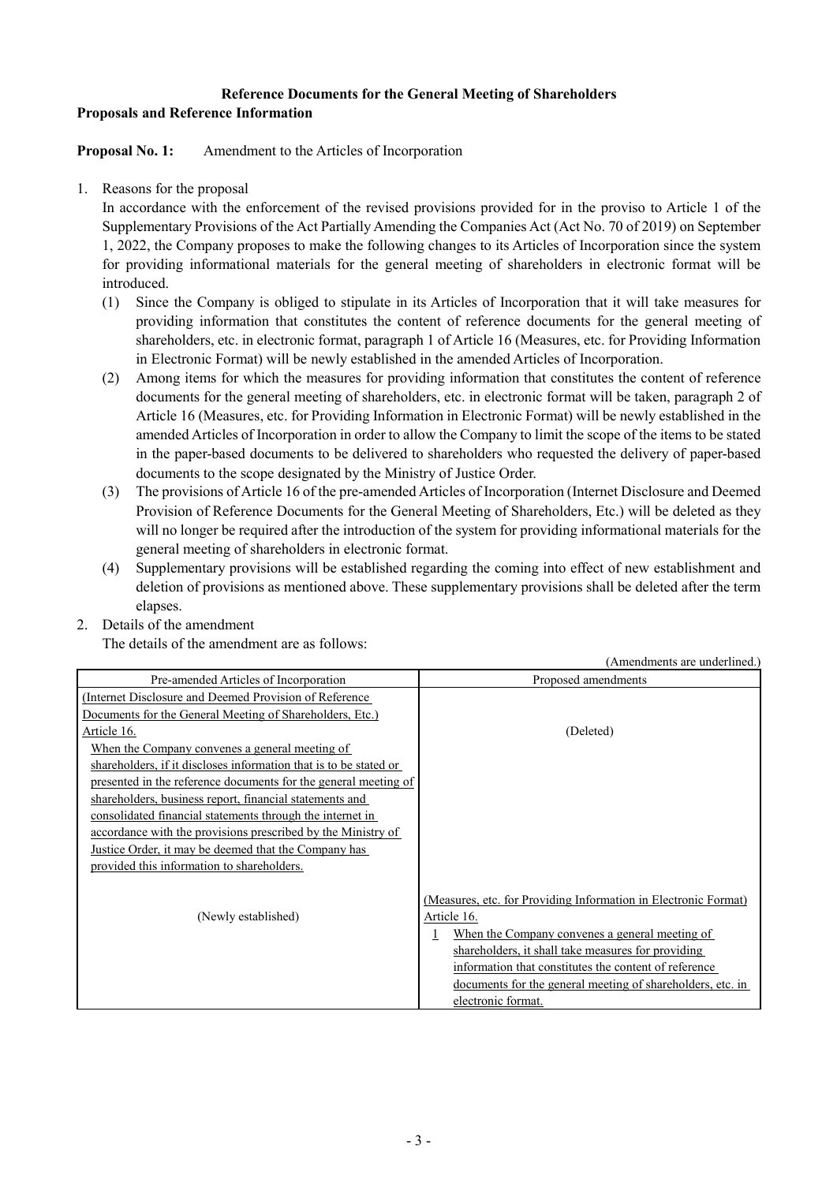**Reference Documents for the General Meeting of Shareholders**

**Proposals and Reference Information**

**Proposal No. 1:** Amendment to the Articles of Incorporation

1. Reasons for the proposal

   In accordance with the enforcement of the revised provisions provided for in the proviso to Article 1 of the Supplementary Provisions of the Act Partially Amending the Companies Act (Act No. 70 of 2019) on September 1, 2022, the Company proposes to make the following changes to its Articles of Incorporation since the system for providing informational materials for the general meeting of shareholders in electronic format will be introduced.

   (1) Since the Company is obliged to stipulate in its Articles of Incorporation that it will take measures for providing information that constitutes the content of reference documents for the general meeting of shareholders, etc. in electronic format, paragraph 1 of Article 16 (Measures, etc. for Providing Information in Electronic Format) will be newly established in the amended Articles of Incorporation.

   (2) Among items for which the measures for providing information that constitutes the content of reference documents for the general meeting of shareholders, etc. in electronic format will be taken, paragraph 2 of Article 16 (Measures, etc. for Providing Information in Electronic Format) will be newly established in the amended Articles of Incorporation in order to allow the Company to limit the scope of the items to be stated in the paper-based documents to be delivered to shareholders who requested the delivery of paper-based documents to the scope designated by the Ministry of Justice Order.

   (3) The provisions of Article 16 of the pre-amended Articles of Incorporation (Internet Disclosure and Deemed Provision of Reference Documents for the General Meeting of Shareholders, Etc.) will be deleted as they will no longer be required after the introduction of the system for providing informational materials for the general meeting of shareholders in electronic format.

   (4) Supplementary provisions will be established regarding the coming into effect of new establishment and deletion of provisions as mentioned above. These supplementary provisions shall be deleted after the term elapses.

2. Details of the amendment

   The details of the amendment are as follows:

(Amendments are underlined.)

| Pre-amended Articles of Incorporation | Proposed amendments |
|---|---|
| <u>(Internet Disclosure and Deemed Provision of Reference Documents for the General Meeting of Shareholders, Etc.)</u><br><u>Article 16.</u><br><u>When the Company convenes a general meeting of shareholders, if it discloses information that is to be stated or presented in the reference documents for the general meeting of shareholders, business report, financial statements and consolidated financial statements through the internet in accordance with the provisions prescribed by the Ministry of Justice Order, it may be deemed that the Company has provided this information to shareholders.</u> | (Deleted) |
| (Newly established) | <u>(Measures, etc. for Providing Information in Electronic Format)</u><br><u>Article 16.</u><br><u>1 When the Company convenes a general meeting of shareholders, it shall take measures for providing information that constitutes the content of reference documents for the general meeting of shareholders, etc. in electronic format.</u> |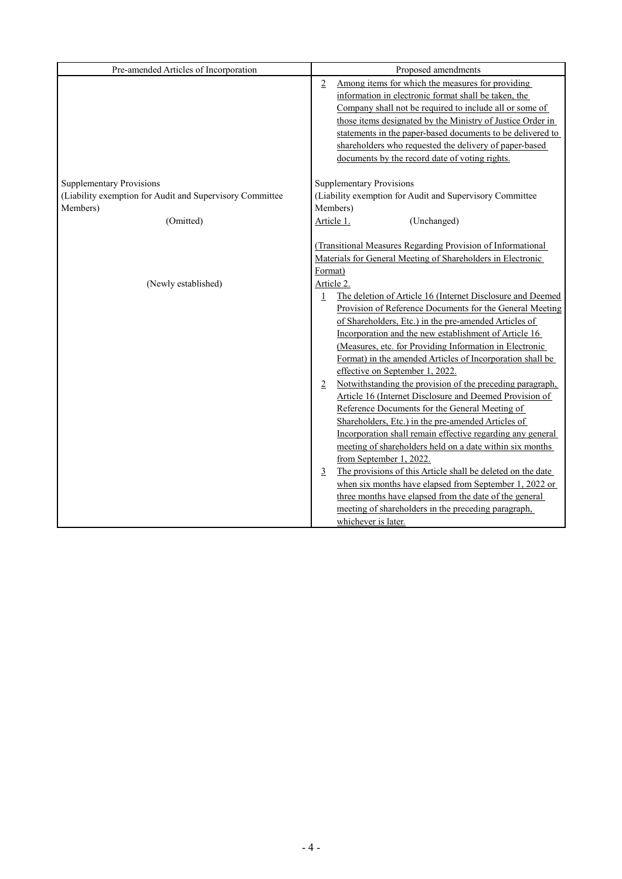| Pre-amended Articles of Incorporation | Proposed amendments |
|---|---|
| | 2 Among items for which the measures for providing information in electronic format shall be taken, the Company shall not be required to include all or some of those items designated by the Ministry of Justice Order in statements in the paper-based documents to be delivered to shareholders who requested the delivery of paper-based documents by the record date of voting rights. |
| Supplementary Provisions<br>(Liability exemption for Audit and Supervisory Committee Members)<br>(Omitted) | Supplementary Provisions<br>(Liability exemption for Audit and Supervisory Committee Members)<br>Article 1. (Unchanged) |
| (Newly established) | (Transitional Measures Regarding Provision of Informational Materials for General Meeting of Shareholders in Electronic Format)<br>Article 2.<br>1 The deletion of Article 16 (Internet Disclosure and Deemed Provision of Reference Documents for the General Meeting of Shareholders, Etc.) in the pre-amended Articles of Incorporation and the new establishment of Article 16 (Measures, etc. for Providing Information in Electronic Format) in the amended Articles of Incorporation shall be effective on September 1, 2022.<br>2 Notwithstanding the provision of the preceding paragraph, Article 16 (Internet Disclosure and Deemed Provision of Reference Documents for the General Meeting of Shareholders, Etc.) in the pre-amended Articles of Incorporation shall remain effective regarding any general meeting of shareholders held on a date within six months from September 1, 2022.<br>3 The provisions of this Article shall be deleted on the date when six months have elapsed from September 1, 2022 or three months have elapsed from the date of the general meeting of shareholders in the preceding paragraph, whichever is later. |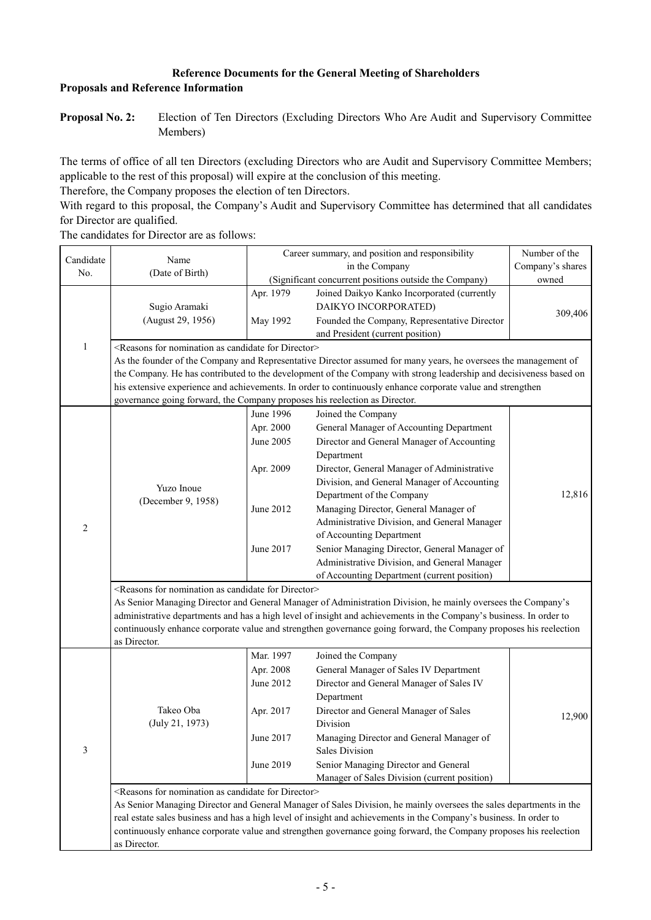# Reference Documents for the General Meeting of Shareholders

## Proposals and Reference Information

**Proposal No. 2:** Election of Ten Directors (Excluding Directors Who Are Audit and Supervisory Committee Members)

The terms of office of all ten Directors (excluding Directors who are Audit and Supervisory Committee Members; applicable to the rest of this proposal) will expire at the conclusion of this meeting.

Therefore, the Company proposes the election of ten Directors.

With regard to this proposal, the Company's Audit and Supervisory Committee has determined that all candidates for Director are qualified.

The candidates for Director are as follows:

| Candidate No. | Name (Date of Birth) | Career summary, and position and responsibility in the Company (Significant concurrent positions outside the Company) | | Number of the Company's shares owned |
|---|---|---|---|---|
| 1 | Sugio Aramaki (August 29, 1956) | Apr. 1979 | Joined Daikyo Kanko Incorporated (currently DAIKYO INCORPORATED) | 309,406 |
| | | May 1992 | Founded the Company, Representative Director and President (current position) | |
| | <Reasons for nomination as candidate for Director> As the founder of the Company and Representative Director assumed for many years, he oversees the management of the Company. He has contributed to the development of the Company with strong leadership and decisiveness based on his extensive experience and achievements. In order to continuously enhance corporate value and strengthen governance going forward, the Company proposes his reelection as Director. | | | |
| 2 | Yuzo Inoue (December 9, 1958) | June 1996 | Joined the Company | 12,816 |
| | | Apr. 2000 | General Manager of Accounting Department | |
| | | June 2005 | Director and General Manager of Accounting Department | |
| | | Apr. 2009 | Director, General Manager of Administrative Division, and General Manager of Accounting Department of the Company | |
| | | June 2012 | Managing Director, General Manager of Administrative Division, and General Manager of Accounting Department | |
| | | June 2017 | Senior Managing Director, General Manager of Administrative Division, and General Manager of Accounting Department (current position) | |
| | <Reasons for nomination as candidate for Director> As Senior Managing Director and General Manager of Administration Division, he mainly oversees the Company's administrative departments and has a high level of insight and achievements in the Company's business. In order to continuously enhance corporate value and strengthen governance going forward, the Company proposes his reelection as Director. | | | |
| 3 | Takeo Oba (July 21, 1973) | Mar. 1997 | Joined the Company | 12,900 |
| | | Apr. 2008 | General Manager of Sales IV Department | |
| | | June 2012 | Director and General Manager of Sales IV Department | |
| | | Apr. 2017 | Director and General Manager of Sales Division | |
| | | June 2017 | Managing Director and General Manager of Sales Division | |
| | | June 2019 | Senior Managing Director and General Manager of Sales Division (current position) | |
| | <Reasons for nomination as candidate for Director> As Senior Managing Director and General Manager of Sales Division, he mainly oversees the sales departments in the real estate sales business and has a high level of insight and achievements in the Company's business. In order to continuously enhance corporate value and strengthen governance going forward, the Company proposes his reelection as Director. | | | |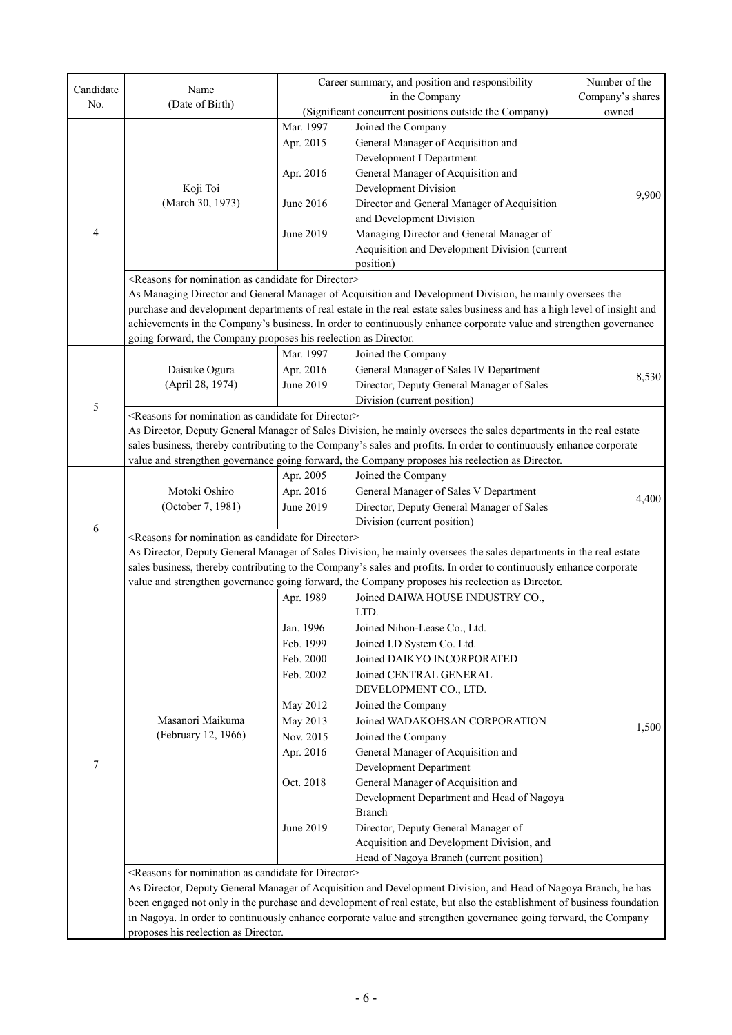| Candidate No. | Name (Date of Birth) | Career summary, and position and responsibility in the Company (Significant concurrent positions outside the Company) | | Number of the Company's shares owned |
|---|---|---|---|---|
| 4 | Koji Toi (March 30, 1973) | Mar. 1997 | Joined the Company | 9,900 |
| | | Apr. 2015 | General Manager of Acquisition and Development I Department | |
| | | Apr. 2016 | General Manager of Acquisition and Development Division | |
| | | June 2016 | Director and General Manager of Acquisition and Development Division | |
| | | June 2019 | Managing Director and General Manager of Acquisition and Development Division (current position) | |
| | <Reasons for nomination as candidate for Director> As Managing Director and General Manager of Acquisition and Development Division, he mainly oversees the purchase and development departments of real estate in the real estate sales business and has a high level of insight and achievements in the Company's business. In order to continuously enhance corporate value and strengthen governance going forward, the Company proposes his reelection as Director. | | | |
| 5 | Daisuke Ogura (April 28, 1974) | Mar. 1997 | Joined the Company | 8,530 |
| | | Apr. 2016 | General Manager of Sales IV Department | |
| | | June 2019 | Director, Deputy General Manager of Sales Division (current position) | |
| | <Reasons for nomination as candidate for Director> As Director, Deputy General Manager of Sales Division, he mainly oversees the sales departments in the real estate sales business, thereby contributing to the Company's sales and profits. In order to continuously enhance corporate value and strengthen governance going forward, the Company proposes his reelection as Director. | | | |
| 6 | Motoki Oshiro (October 7, 1981) | Apr. 2005 | Joined the Company | 4,400 |
| | | Apr. 2016 | General Manager of Sales V Department | |
| | | June 2019 | Director, Deputy General Manager of Sales Division (current position) | |
| | <Reasons for nomination as candidate for Director> As Director, Deputy General Manager of Sales Division, he mainly oversees the sales departments in the real estate sales business, thereby contributing to the Company's sales and profits. In order to continuously enhance corporate value and strengthen governance going forward, the Company proposes his reelection as Director. | | | |
| 7 | Masanori Maikuma (February 12, 1966) | Apr. 1989 | Joined DAIWA HOUSE INDUSTRY CO., LTD. | 1,500 |
| | | Jan. 1996 | Joined Nihon-Lease Co., Ltd. | |
| | | Feb. 1999 | Joined I.D System Co. Ltd. | |
| | | Feb. 2000 | Joined DAIKYO INCORPORATED | |
| | | Feb. 2002 | Joined CENTRAL GENERAL DEVELOPMENT CO., LTD. | |
| | | May 2012 | Joined the Company | |
| | | May 2013 | Joined WADAKOHSAN CORPORATION | |
| | | Nov. 2015 | Joined the Company | |
| | | Apr. 2016 | General Manager of Acquisition and Development Department | |
| | | Oct. 2018 | General Manager of Acquisition and Development Department and Head of Nagoya Branch | |
| | | June 2019 | Director, Deputy General Manager of Acquisition and Development Division, and Head of Nagoya Branch (current position) | |
| | <Reasons for nomination as candidate for Director> As Director, Deputy General Manager of Acquisition and Development Division, and Head of Nagoya Branch, he has been engaged not only in the purchase and development of real estate, but also the establishment of business foundation in Nagoya. In order to continuously enhance corporate value and strengthen governance going forward, the Company proposes his reelection as Director. | | | |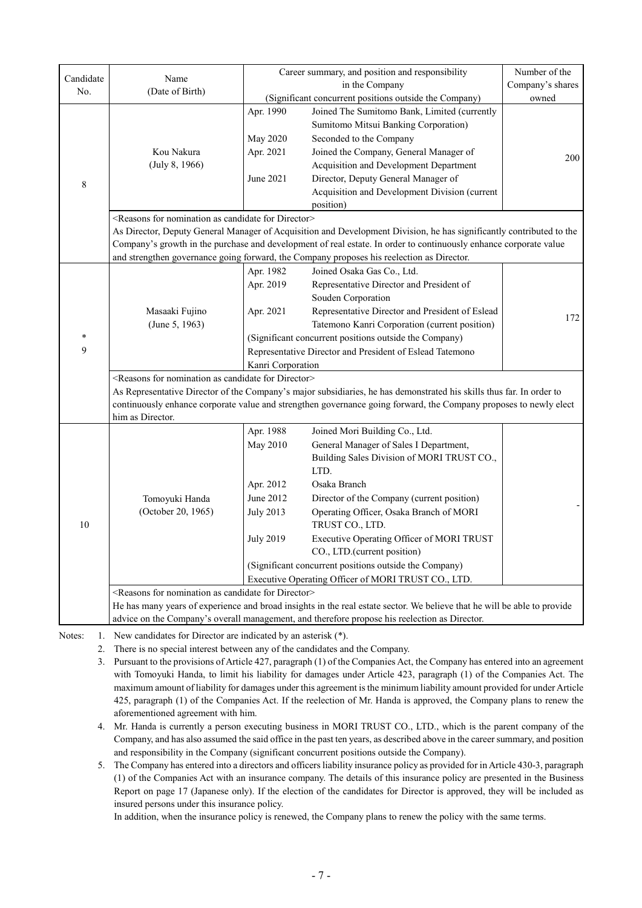| Candidate No. | Name (Date of Birth) | Career summary, and position and responsibility in the Company (Significant concurrent positions outside the Company) | Number of the Company's shares owned |
|---|---|---|---|
| 8 | Kou Nakura (July 8, 1966) | Apr. 1990 Joined The Sumitomo Bank, Limited (currently Sumitomo Mitsui Banking Corporation)<br>May 2020 Seconded to the Company<br>Apr. 2021 Joined the Company, General Manager of Acquisition and Development Department<br>June 2021 Director, Deputy General Manager of Acquisition and Development Division (current position) | 200 |
| | <Reasons for nomination as candidate for Director><br>As Director, Deputy General Manager of Acquisition and Development Division, he has significantly contributed to the Company's growth in the purchase and development of real estate. In order to continuously enhance corporate value and strengthen governance going forward, the Company proposes his reelection as Director. | | |
| * 9 | Masaaki Fujino (June 5, 1963) | Apr. 1982 Joined Osaka Gas Co., Ltd.<br>Apr. 2019 Representative Director and President of Souden Corporation<br>Apr. 2021 Representative Director and President of Eslead Tatemono Kanri Corporation (current position)<br>(Significant concurrent positions outside the Company)<br>Representative Director and President of Eslead Tatemono Kanri Corporation | 172 |
| | <Reasons for nomination as candidate for Director><br>As Representative Director of the Company's major subsidiaries, he has demonstrated his skills thus far. In order to continuously enhance corporate value and strengthen governance going forward, the Company proposes to newly elect him as Director. | | |
| 10 | Tomoyuki Handa (October 20, 1965) | Apr. 1988 Joined Mori Building Co., Ltd.<br>May 2010 General Manager of Sales I Department, Building Sales Division of MORI TRUST CO., LTD.<br>Apr. 2012 Osaka Branch<br>June 2012 Director of the Company (current position)<br>July 2013 Operating Officer, Osaka Branch of MORI TRUST CO., LTD.<br>July 2019 Executive Operating Officer of MORI TRUST CO., LTD.(current position)<br>(Significant concurrent positions outside the Company)<br>Executive Operating Officer of MORI TRUST CO., LTD. | - |
| | <Reasons for nomination as candidate for Director><br>He has many years of experience and broad insights in the real estate sector. We believe that he will be able to provide advice on the Company's overall management, and therefore propose his reelection as Director. | | |

Notes:
1. New candidates for Director are indicated by an asterisk (*).
2. There is no special interest between any of the candidates and the Company.
3. Pursuant to the provisions of Article 427, paragraph (1) of the Companies Act, the Company has entered into an agreement with Tomoyuki Handa, to limit his liability for damages under Article 423, paragraph (1) of the Companies Act. The maximum amount of liability for damages under this agreement is the minimum liability amount provided for under Article 425, paragraph (1) of the Companies Act. If the reelection of Mr. Handa is approved, the Company plans to renew the aforementioned agreement with him.
4. Mr. Handa is currently a person executing business in MORI TRUST CO., LTD., which is the parent company of the Company, and has also assumed the said office in the past ten years, as described above in the career summary, and position and responsibility in the Company (significant concurrent positions outside the Company).
5. The Company has entered into a directors and officers liability insurance policy as provided for in Article 430-3, paragraph (1) of the Companies Act with an insurance company. The details of this insurance policy are presented in the Business Report on page 17 (Japanese only). If the election of the candidates for Director is approved, they will be included as insured persons under this insurance policy.
   In addition, when the insurance policy is renewed, the Company plans to renew the policy with the same terms.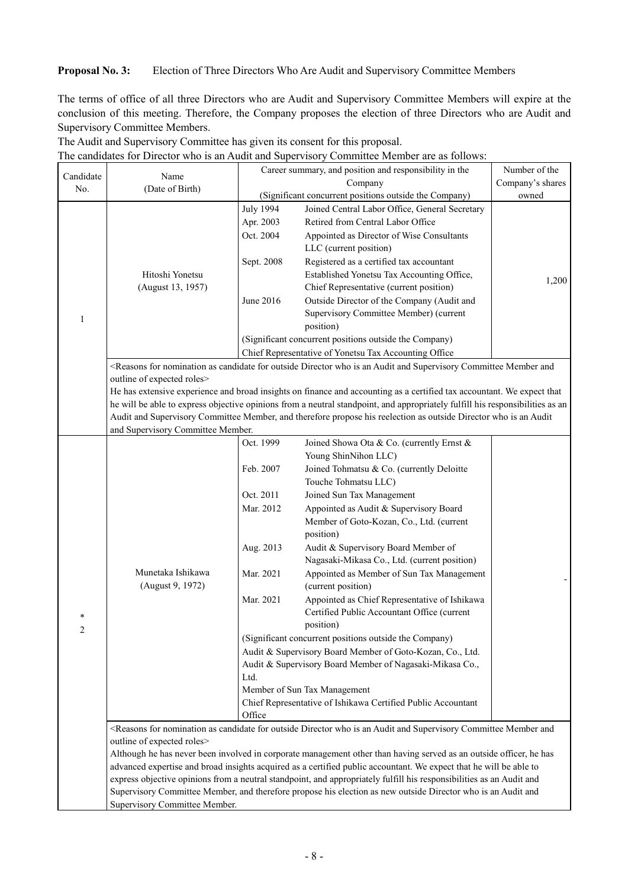**Proposal No. 3:** Election of Three Directors Who Are Audit and Supervisory Committee Members

The terms of office of all three Directors who are Audit and Supervisory Committee Members will expire at the conclusion of this meeting. Therefore, the Company proposes the election of three Directors who are Audit and Supervisory Committee Members.

The Audit and Supervisory Committee has given its consent for this proposal.

The candidates for Director who is an Audit and Supervisory Committee Member are as follows:

| Candidate No. | Name (Date of Birth) | Career summary, and position and responsibility in the Company (Significant concurrent positions outside the Company) | Number of the Company's shares owned |
|---|---|---|---|
| 1 | Hitoshi Yonetsu (August 13, 1957) | July 1994 Joined Central Labor Office, General Secretary<br>Apr. 2003 Retired from Central Labor Office<br>Oct. 2004 Appointed as Director of Wise Consultants LLC (current position)<br>Sept. 2008 Registered as a certified tax accountant<br>Established Yonetsu Tax Accounting Office, Chief Representative (current position)<br>June 2016 Outside Director of the Company (Audit and Supervisory Committee Member) (current position)<br>(Significant concurrent positions outside the Company)<br>Chief Representative of Yonetsu Tax Accounting Office | 1,200 |
| | <Reasons for nomination as candidate for outside Director who is an Audit and Supervisory Committee Member and outline of expected roles><br>He has extensive experience and broad insights on finance and accounting as a certified tax accountant. We expect that he will be able to express objective opinions from a neutral standpoint, and appropriately fulfill his responsibilities as an Audit and Supervisory Committee Member, and therefore propose his reelection as outside Director who is an Audit and Supervisory Committee Member. | | |
| *<br>2 | Munetaka Ishikawa (August 9, 1972) | Oct. 1999 Joined Showa Ota & Co. (currently Ernst & Young ShinNihon LLC)<br>Feb. 2007 Joined Tohmatsu & Co. (currently Deloitte Touche Tohmatsu LLC)<br>Oct. 2011 Joined Sun Tax Management<br>Mar. 2012 Appointed as Audit & Supervisory Board Member of Goto-Kozan, Co., Ltd. (current position)<br>Aug. 2013 Audit & Supervisory Board Member of Nagasaki-Mikasa Co., Ltd. (current position)<br>Mar. 2021 Appointed as Member of Sun Tax Management (current position)<br>Mar. 2021 Appointed as Chief Representative of Ishikawa Certified Public Accountant Office (current position)<br>(Significant concurrent positions outside the Company)<br>Audit & Supervisory Board Member of Goto-Kozan, Co., Ltd.<br>Audit & Supervisory Board Member of Nagasaki-Mikasa Co., Ltd.<br>Member of Sun Tax Management<br>Chief Representative of Ishikawa Certified Public Accountant Office | - |
| | <Reasons for nomination as candidate for outside Director who is an Audit and Supervisory Committee Member and outline of expected roles><br>Although he has never been involved in corporate management other than having served as an outside officer, he has advanced expertise and broad insights acquired as a certified public accountant. We expect that he will be able to express objective opinions from a neutral standpoint, and appropriately fulfill his responsibilities as an Audit and Supervisory Committee Member, and therefore propose his election as new outside Director who is an Audit and Supervisory Committee Member. | | |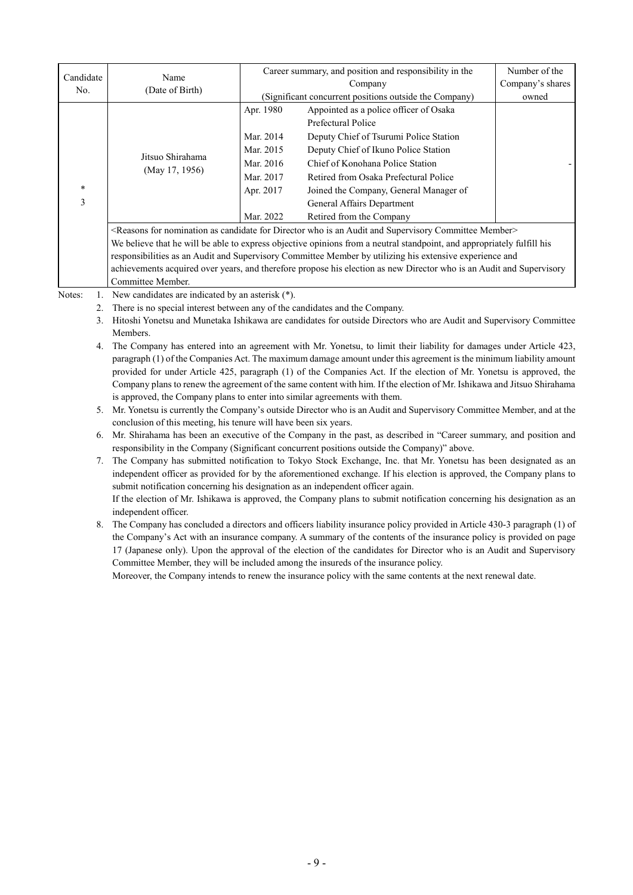| Candidate No. | Name (Date of Birth) | Career summary, and position and responsibility in the Company (Significant concurrent positions outside the Company) | | Number of the Company's shares owned |
|---|---|---|---|---|
| *<br>3 | Jitsuo Shirahama<br>(May 17, 1956) | Apr. 1980 | Appointed as a police officer of Osaka Prefectural Police | - |
| | | Mar. 2014 | Deputy Chief of Tsurumi Police Station | |
| | | Mar. 2015 | Deputy Chief of Ikuno Police Station | |
| | | Mar. 2016 | Chief of Konohana Police Station | |
| | | Mar. 2017 | Retired from Osaka Prefectural Police | |
| | | Apr. 2017 | Joined the Company, General Manager of General Affairs Department | |
| | | Mar. 2022 | Retired from the Company | |
| | <Reasons for nomination as candidate for Director who is an Audit and Supervisory Committee Member><br>We believe that he will be able to express objective opinions from a neutral standpoint, and appropriately fulfill his responsibilities as an Audit and Supervisory Committee Member by utilizing his extensive experience and achievements acquired over years, and therefore propose his election as new Director who is an Audit and Supervisory Committee Member. | | | |

Notes:

1. New candidates are indicated by an asterisk (*).
2. There is no special interest between any of the candidates and the Company.
3. Hitoshi Yonetsu and Munetaka Ishikawa are candidates for outside Directors who are Audit and Supervisory Committee Members.
4. The Company has entered into an agreement with Mr. Yonetsu, to limit their liability for damages under Article 423, paragraph (1) of the Companies Act. The maximum damage amount under this agreement is the minimum liability amount provided for under Article 425, paragraph (1) of the Companies Act. If the election of Mr. Yonetsu is approved, the Company plans to renew the agreement of the same content with him. If the election of Mr. Ishikawa and Jitsuo Shirahama is approved, the Company plans to enter into similar agreements with them.
5. Mr. Yonetsu is currently the Company's outside Director who is an Audit and Supervisory Committee Member, and at the conclusion of this meeting, his tenure will have been six years.
6. Mr. Shirahama has been an executive of the Company in the past, as described in "Career summary, and position and responsibility in the Company (Significant concurrent positions outside the Company)" above.
7. The Company has submitted notification to Tokyo Stock Exchange, Inc. that Mr. Yonetsu has been designated as an independent officer as provided for by the aforementioned exchange. If his election is approved, the Company plans to submit notification concerning his designation as an independent officer again.
   If the election of Mr. Ishikawa is approved, the Company plans to submit notification concerning his designation as an independent officer.
8. The Company has concluded a directors and officers liability insurance policy provided in Article 430-3 paragraph (1) of the Company's Act with an insurance company. A summary of the contents of the insurance policy is provided on page 17 (Japanese only). Upon the approval of the election of the candidates for Director who is an Audit and Supervisory Committee Member, they will be included among the insureds of the insurance policy.
   Moreover, the Company intends to renew the insurance policy with the same contents at the next renewal date.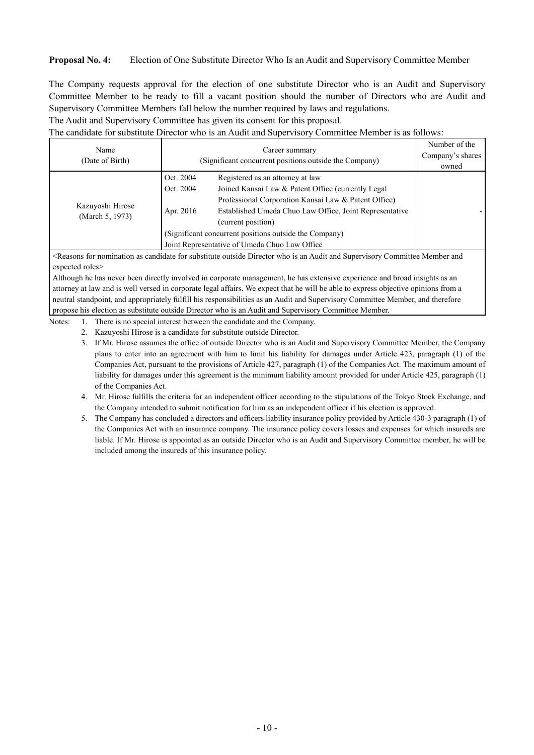**Proposal No. 4:** Election of One Substitute Director Who Is an Audit and Supervisory Committee Member

The Company requests approval for the election of one substitute Director who is an Audit and Supervisory Committee Member to be ready to fill a vacant position should the number of Directors who are Audit and Supervisory Committee Members fall below the number required by laws and regulations.

The Audit and Supervisory Committee has given its consent for this proposal.

The candidate for substitute Director who is an Audit and Supervisory Committee Member is as follows:

| Name (Date of Birth) | Career summary (Significant concurrent positions outside the Company) | | Number of the Company's shares owned |
|---|---|---|---|
| Kazuyoshi Hirose (March 5, 1973) | Oct. 2004 | Registered as an attorney at law | - |
| | Oct. 2004 | Joined Kansai Law & Patent Office (currently Legal Professional Corporation Kansai Law & Patent Office) | |
| | Apr. 2016 | Established Umeda Chuo Law Office, Joint Representative (current position) | |
| | (Significant concurrent positions outside the Company) Joint Representative of Umeda Chuo Law Office | | |

<Reasons for nomination as candidate for substitute outside Director who is an Audit and Supervisory Committee Member and expected roles>

Although he has never been directly involved in corporate management, he has extensive experience and broad insights as an attorney at law and is well versed in corporate legal affairs. We expect that he will be able to express objective opinions from a neutral standpoint, and appropriately fulfill his responsibilities as an Audit and Supervisory Committee Member, and therefore propose his election as substitute outside Director who is an Audit and Supervisory Committee Member.

Notes:
1. There is no special interest between the candidate and the Company.
2. Kazuyoshi Hirose is a candidate for substitute outside Director.
3. If Mr. Hirose assumes the office of outside Director who is an Audit and Supervisory Committee Member, the Company plans to enter into an agreement with him to limit his liability for damages under Article 423, paragraph (1) of the Companies Act, pursuant to the provisions of Article 427, paragraph (1) of the Companies Act. The maximum amount of liability for damages under this agreement is the minimum liability amount provided for under Article 425, paragraph (1) of the Companies Act.
4. Mr. Hirose fulfills the criteria for an independent officer according to the stipulations of the Tokyo Stock Exchange, and the Company intended to submit notification for him as an independent officer if his election is approved.
5. The Company has concluded a directors and officers liability insurance policy provided by Article 430-3 paragraph (1) of the Companies Act with an insurance company. The insurance policy covers losses and expenses for which insureds are liable. If Mr. Hirose is appointed as an outside Director who is an Audit and Supervisory Committee member, he will be included among the insureds of this insurance policy.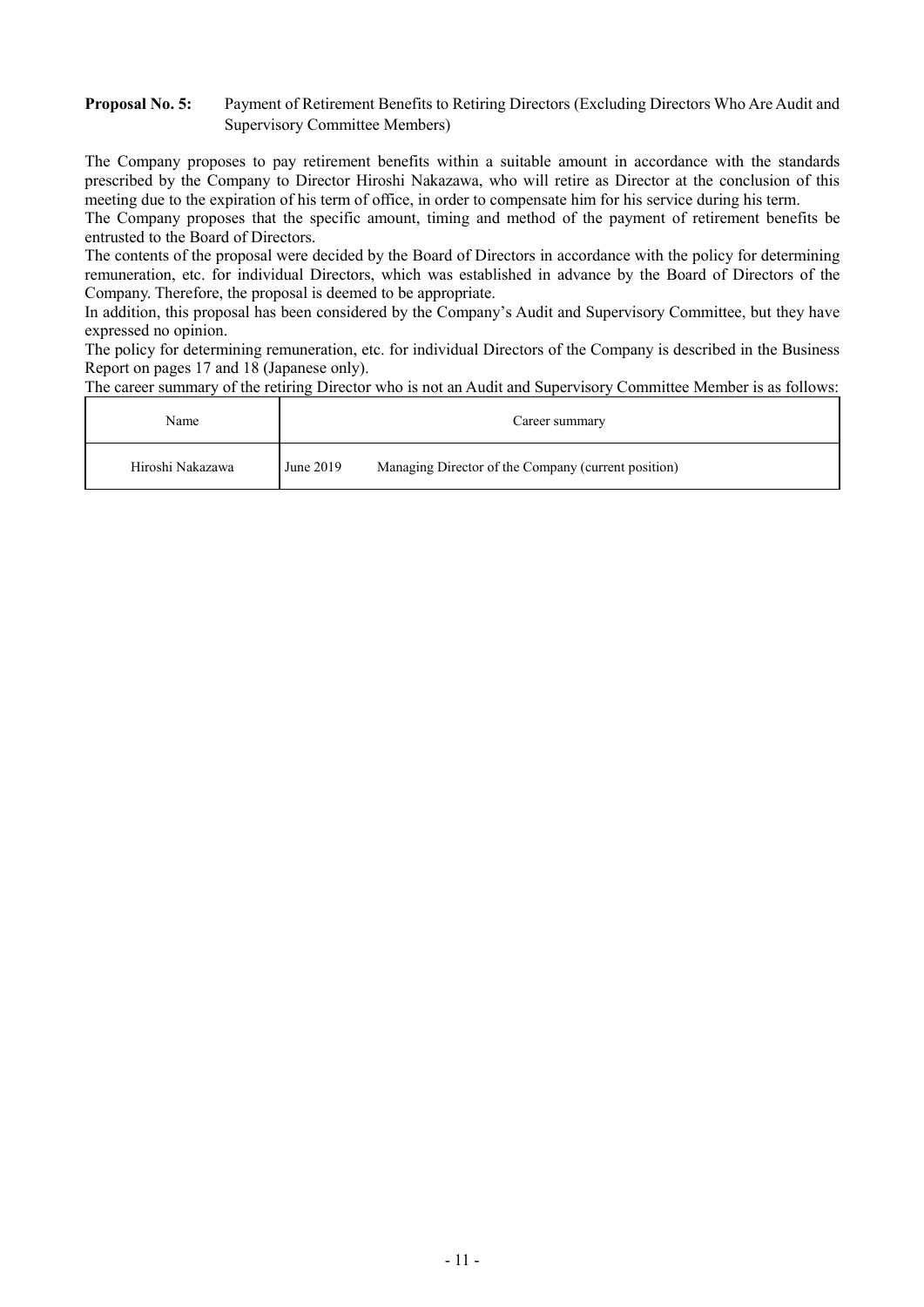**Proposal No. 5:** Payment of Retirement Benefits to Retiring Directors (Excluding Directors Who Are Audit and Supervisory Committee Members)

The Company proposes to pay retirement benefits within a suitable amount in accordance with the standards prescribed by the Company to Director Hiroshi Nakazawa, who will retire as Director at the conclusion of this meeting due to the expiration of his term of office, in order to compensate him for his service during his term.

The Company proposes that the specific amount, timing and method of the payment of retirement benefits be entrusted to the Board of Directors.

The contents of the proposal were decided by the Board of Directors in accordance with the policy for determining remuneration, etc. for individual Directors, which was established in advance by the Board of Directors of the Company. Therefore, the proposal is deemed to be appropriate.

In addition, this proposal has been considered by the Company's Audit and Supervisory Committee, but they have expressed no opinion.

The policy for determining remuneration, etc. for individual Directors of the Company is described in the Business Report on pages 17 and 18 (Japanese only).

The career summary of the retiring Director who is not an Audit and Supervisory Committee Member is as follows:

| Name | Career summary | |
|---|---|---|
| Hiroshi Nakazawa | June 2019 | Managing Director of the Company (current position) |